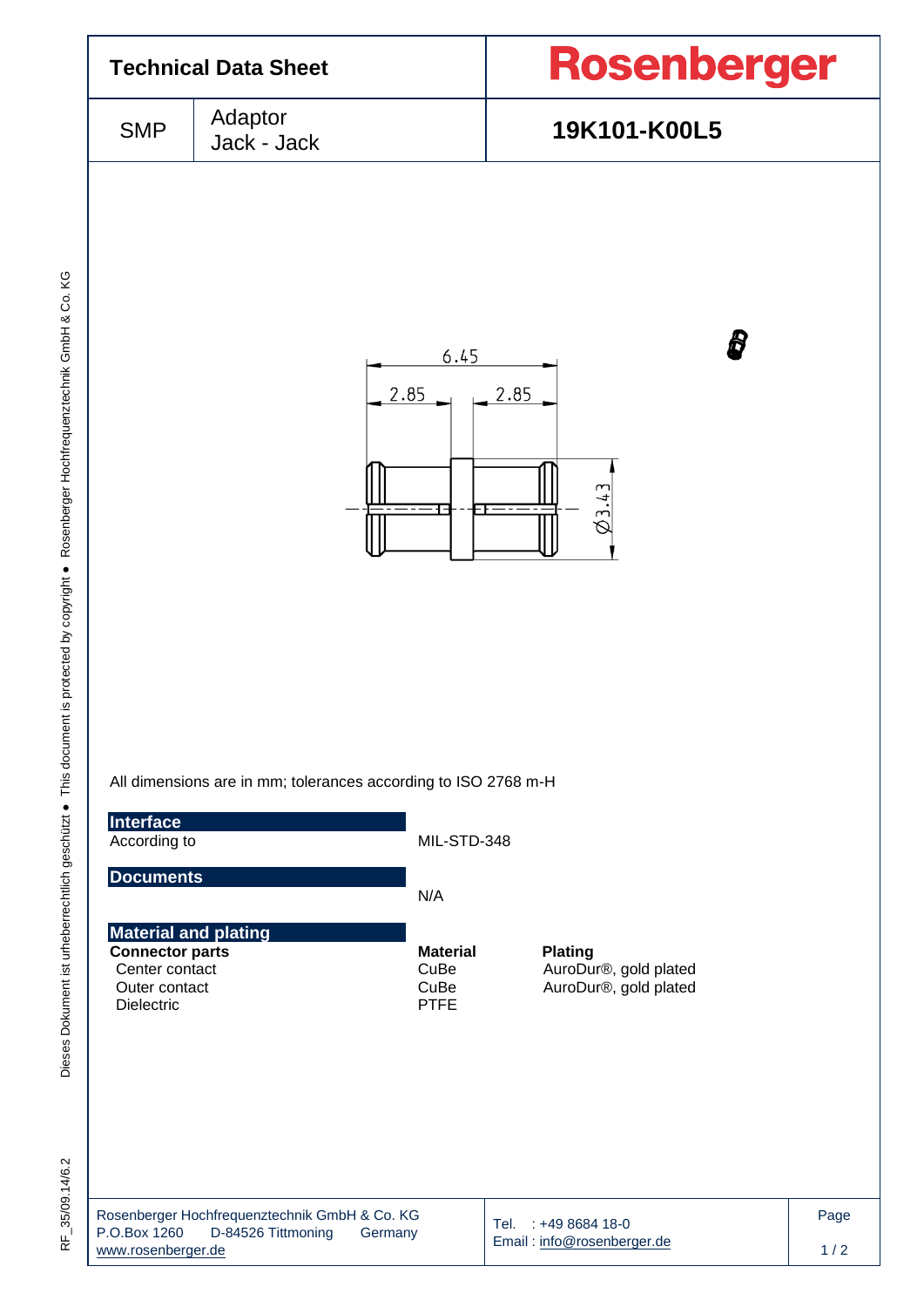# Technical Data Sheet

**Rosenberger**

| SMP | Adaptor Jack - Jack | **19K101-K00L5** |
|---|---|---|

6.45

2.85 2.85

Ø3.43

All dimensions are in mm; tolerances according to ISO 2768 m-H

## Interface

According to MIL-STD-348

## Documents

N/A

## Material and plating

| **Connector parts** | **Material** | **Plating** |
|---|---|---|
| Center contact | CuBe | AuroDur®, gold plated |
| Outer contact | CuBe | AuroDur®, gold plated |
| Dielectric | PTFE | |

Rosenberger Hochfrequenztechnik GmbH & Co. KG
P.O.Box 1260 D-84526 Tittmoning Germany
www.rosenberger.de

Tel. : +49 8684 18-0
Email : info@rosenberger.de

Dieses Dokument ist urheberrechtlich geschützt ● This document is protected by copyright ● Rosenberger Hochfrequenztechnik GmbH & Co. KG

RF_35/09.14/6.2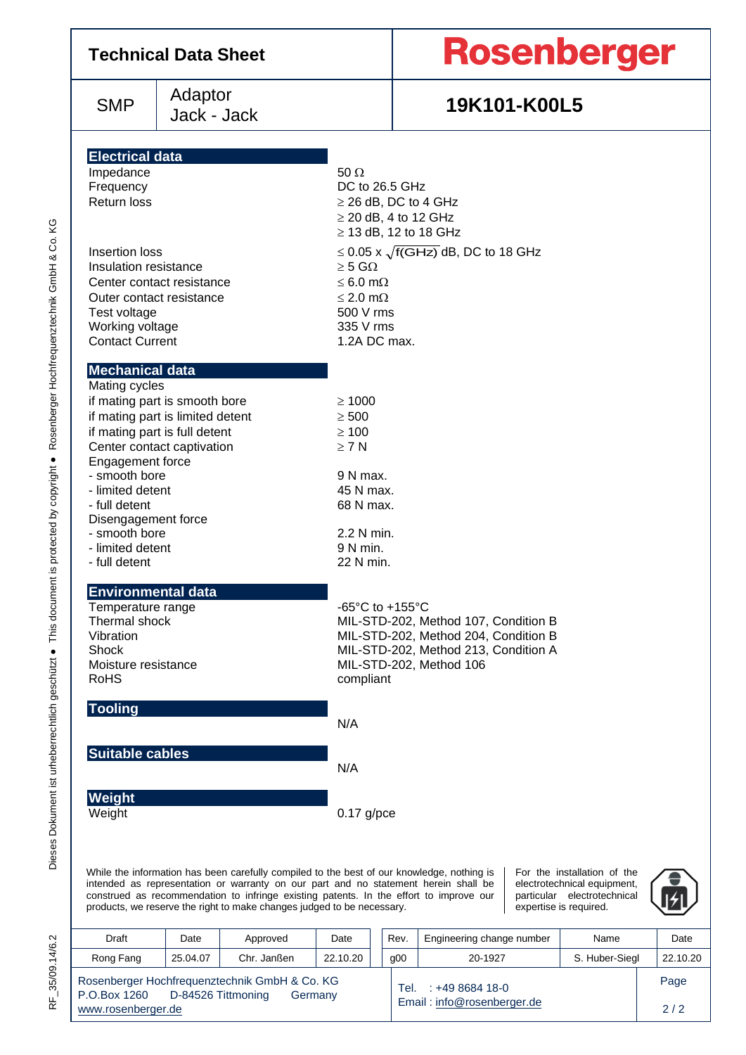# Technical Data Sheet

# Rosenberger

| | | |
|---|---|---|
| SMP | Adaptor Jack - Jack | **19K101-K00L5** |

## Electrical data

| | |
|---|---|
| Impedance | 50 Ω |
| Frequency | DC to 26.5 GHz |
| Return loss | ≥ 26 dB, DC to 4 GHz |
| | ≥ 20 dB, 4 to 12 GHz |
| | ≥ 13 dB, 12 to 18 GHz |
| Insertion loss | ≤ $0.05 \times \sqrt{f(GHz)}$ dB, DC to 18 GHz |
| Insulation resistance | ≥ 5 GΩ |
| Center contact resistance | ≤ 6.0 mΩ |
| Outer contact resistance | ≤ 2.0 mΩ |
| Test voltage | 500 V rms |
| Working voltage | 335 V rms |
| Contact Current | 1.2A DC max. |

## Mechanical data

| | |
|---|---|
| Mating cycles | |
| if mating part is smooth bore | ≥ 1000 |
| if mating part is limited detent | ≥ 500 |
| if mating part is full detent | ≥ 100 |
| Center contact captivation | ≥ 7 N |
| Engagement force | |
| - smooth bore | 9 N max. |
| - limited detent | 45 N max. |
| - full detent | 68 N max. |
| Disengagement force | |
| - smooth bore | 2.2 N min. |
| - limited detent | 9 N min. |
| - full detent | 22 N min. |

## Environmental data

| | |
|---|---|
| Temperature range | -65°C to +155°C |
| Thermal shock | MIL-STD-202, Method 107, Condition B |
| Vibration | MIL-STD-202, Method 204, Condition B |
| Shock | MIL-STD-202, Method 213, Condition A |
| Moisture resistance | MIL-STD-202, Method 106 |
| RoHS | compliant |

## Tooling

N/A

## Suitable cables

N/A

## Weight

| | |
|---|---|
| Weight | 0.17 g/pce |

While the information has been carefully compiled to the best of our knowledge, nothing is intended as representation or warranty on our part and no statement herein shall be construed as recommendation to infringe existing patents. In the effort to improve our products, we reserve the right to make changes judged to be necessary.

For the installation of the electrotechnical equipment, particular electrotechnical expertise is required.

| Draft | Date | Approved | Date | Rev. | Engineering change number | Name | Date |
|---|---|---|---|---|---|---|---|
| Rong Fang | 25.04.07 | Chr. Janßen | 22.10.20 | g00 | 20-1927 | S. Huber-Siegl | 22.10.20 |

Rosenberger Hochfrequenztechnik GmbH & Co. KG
P.O.Box 1260 D-84526 Tittmoning Germany
www.rosenberger.de

Tel. : +49 8684 18-0
Email : info@rosenberger.de

RF_35/09.14/6.2

Dieses Dokument ist urheberrechtlich geschützt ● This document is protected by copyright ● Rosenberger Hochfrequenztechnik GmbH & Co. KG